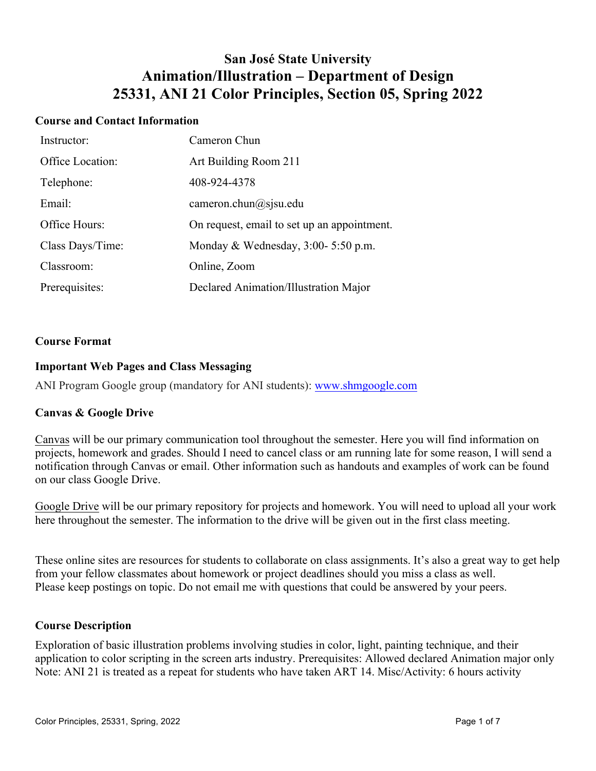# San José State University
# Animation/Illustration – Department of Design
# 25331, ANI 21 Color Principles, Section 05, Spring 2022

### Course and Contact Information

| | |
|---|---|
| Instructor: | Cameron Chun |
| Office Location: | Art Building Room 211 |
| Telephone: | 408-924-4378 |
| Email: | cameron.chun@sjsu.edu |
| Office Hours: | On request, email to set up an appointment. |
| Class Days/Time: | Monday & Wednesday, 3:00- 5:50 p.m. |
| Classroom: | Online, Zoom |
| Prerequisites: | Declared Animation/Illustration Major |

### Course Format

### Important Web Pages and Class Messaging

ANI Program Google group (mandatory for ANI students): www.shmgoogle.com

### Canvas & Google Drive

Canvas will be our primary communication tool throughout the semester. Here you will find information on projects, homework and grades. Should I need to cancel class or am running late for some reason, I will send a notification through Canvas or email. Other information such as handouts and examples of work can be found on our class Google Drive.

Google Drive will be our primary repository for projects and homework. You will need to upload all your work here throughout the semester. The information to the drive will be given out in the first class meeting.

These online sites are resources for students to collaborate on class assignments. It's also a great way to get help from your fellow classmates about homework or project deadlines should you miss a class as well.
Please keep postings on topic. Do not email me with questions that could be answered by your peers.

### Course Description

Exploration of basic illustration problems involving studies in color, light, painting technique, and their application to color scripting in the screen arts industry. Prerequisites: Allowed declared Animation major only Note: ANI 21 is treated as a repeat for students who have taken ART 14. Misc/Activity: 6 hours activity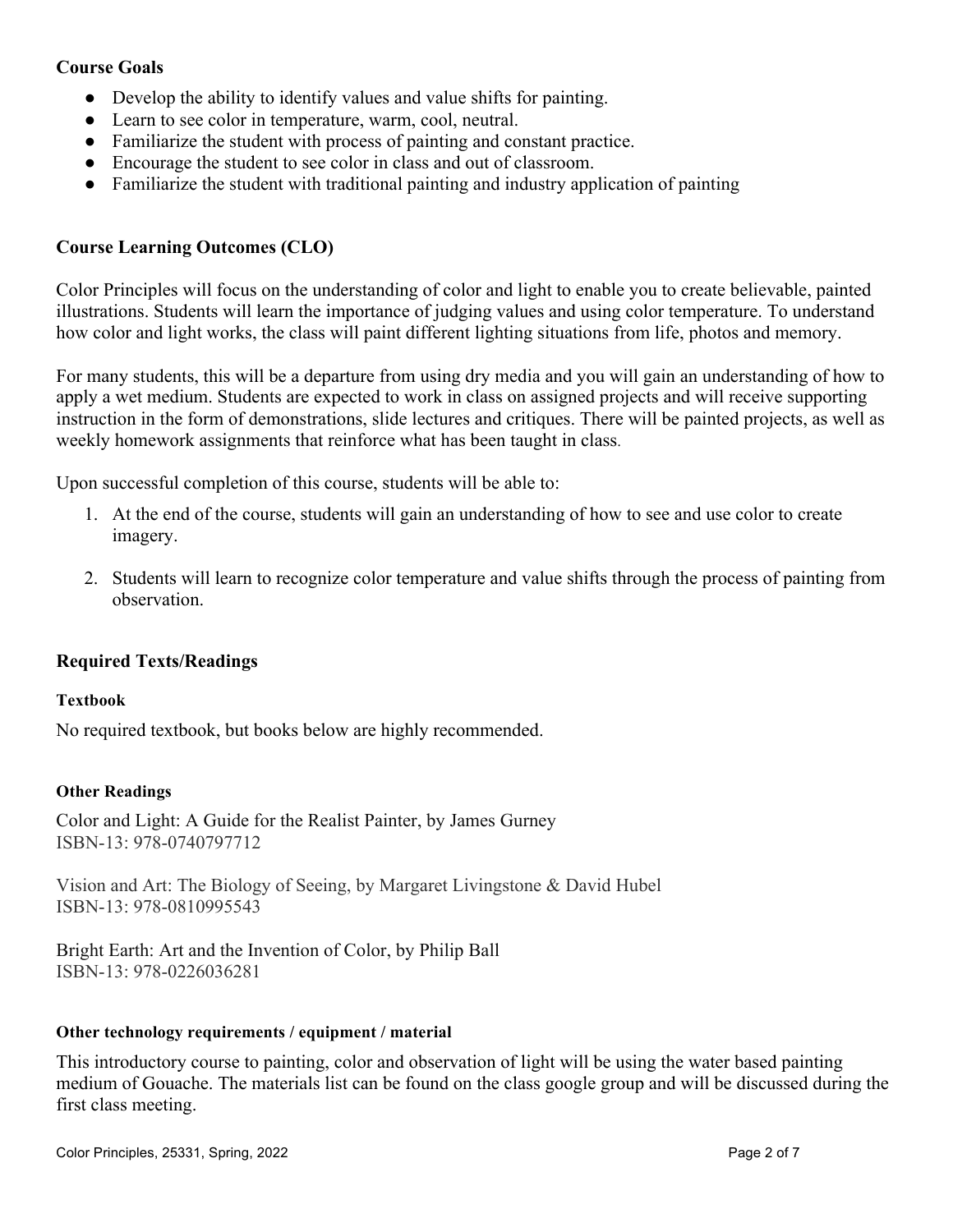### Course Goals

- Develop the ability to identify values and value shifts for painting.
- Learn to see color in temperature, warm, cool, neutral.
- Familiarize the student with process of painting and constant practice.
- Encourage the student to see color in class and out of classroom.
- Familiarize the student with traditional painting and industry application of painting

### Course Learning Outcomes (CLO)

Color Principles will focus on the understanding of color and light to enable you to create believable, painted illustrations. Students will learn the importance of judging values and using color temperature. To understand how color and light works, the class will paint different lighting situations from life, photos and memory.

For many students, this will be a departure from using dry media and you will gain an understanding of how to apply a wet medium. Students are expected to work in class on assigned projects and will receive supporting instruction in the form of demonstrations, slide lectures and critiques. There will be painted projects, as well as weekly homework assignments that reinforce what has been taught in class.

Upon successful completion of this course, students will be able to:

1. At the end of the course, students will gain an understanding of how to see and use color to create imagery.

2. Students will learn to recognize color temperature and value shifts through the process of painting from observation.

### Required Texts/Readings

#### Textbook

No required textbook, but books below are highly recommended.

#### Other Readings

Color and Light: A Guide for the Realist Painter, by James Gurney
ISBN-13: 978-0740797712

Vision and Art: The Biology of Seeing, by Margaret Livingstone & David Hubel
ISBN-13: 978-0810995543

Bright Earth: Art and the Invention of Color, by Philip Ball
ISBN-13: 978-0226036281

#### Other technology requirements / equipment / material

This introductory course to painting, color and observation of light will be using the water based painting medium of Gouache. The materials list can be found on the class google group and will be discussed during the first class meeting.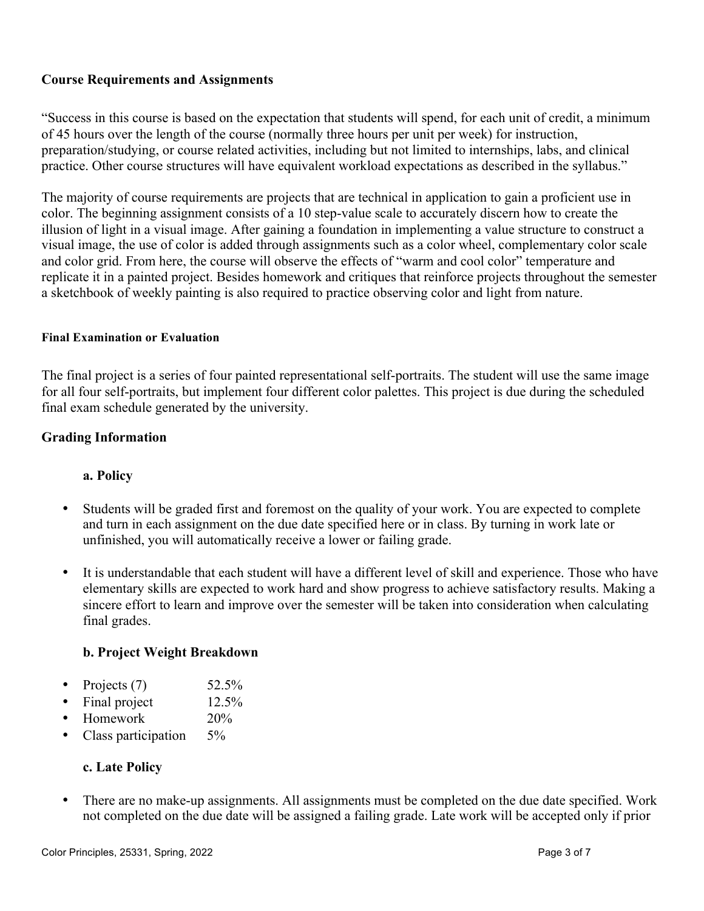## Course Requirements and Assignments

"Success in this course is based on the expectation that students will spend, for each unit of credit, a minimum of 45 hours over the length of the course (normally three hours per unit per week) for instruction, preparation/studying, or course related activities, including but not limited to internships, labs, and clinical practice. Other course structures will have equivalent workload expectations as described in the syllabus."

The majority of course requirements are projects that are technical in application to gain a proficient use in color. The beginning assignment consists of a 10 step-value scale to accurately discern how to create the illusion of light in a visual image. After gaining a foundation in implementing a value structure to construct a visual image, the use of color is added through assignments such as a color wheel, complementary color scale and color grid. From here, the course will observe the effects of "warm and cool color" temperature and replicate it in a painted project. Besides homework and critiques that reinforce projects throughout the semester a sketchbook of weekly painting is also required to practice observing color and light from nature.

#### Final Examination or Evaluation

The final project is a series of four painted representational self-portraits. The student will use the same image for all four self-portraits, but implement four different color palettes. This project is due during the scheduled final exam schedule generated by the university.

## Grading Information

### a. Policy

- Students will be graded first and foremost on the quality of your work. You are expected to complete and turn in each assignment on the due date specified here or in class. By turning in work late or unfinished, you will automatically receive a lower or failing grade.
- It is understandable that each student will have a different level of skill and experience. Those who have elementary skills are expected to work hard and show progress to achieve satisfactory results. Making a sincere effort to learn and improve over the semester will be taken into consideration when calculating final grades.

### b. Project Weight Breakdown

- Projects (7) 52.5%
- Final project 12.5%
- Homework 20%
- Class participation 5%

### c. Late Policy

- There are no make-up assignments. All assignments must be completed on the due date specified. Work not completed on the due date will be assigned a failing grade. Late work will be accepted only if prior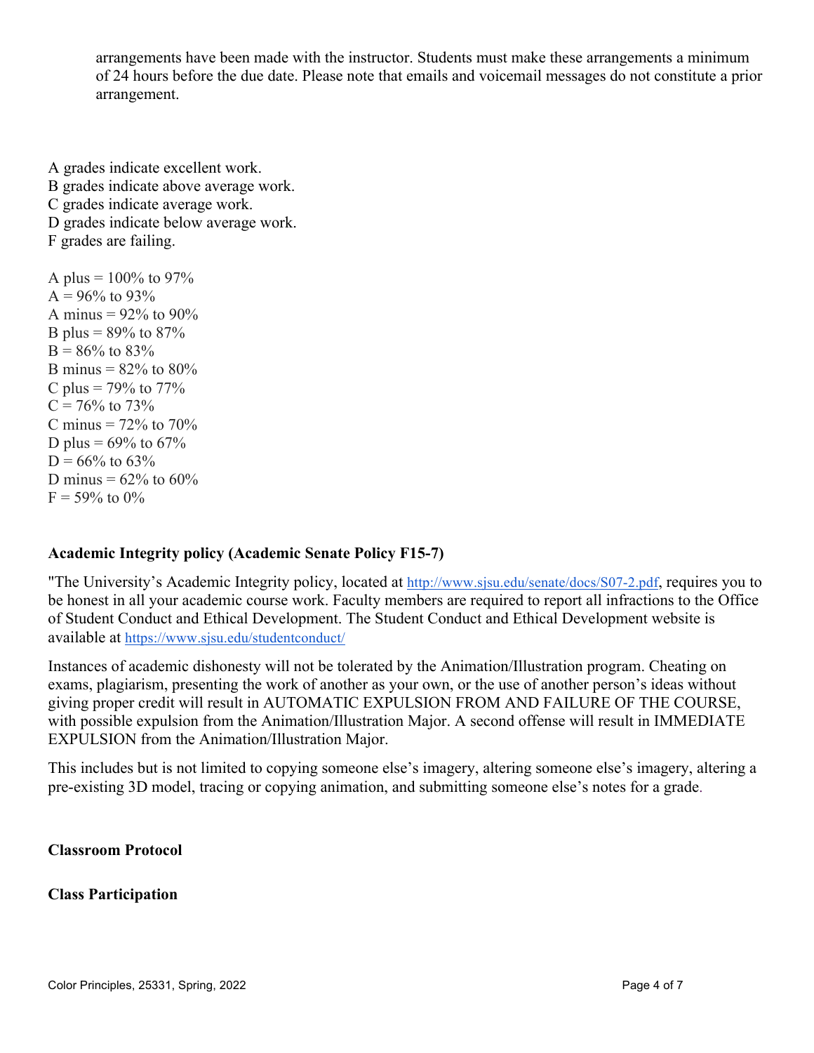arrangements have been made with the instructor. Students must make these arrangements a minimum of 24 hours before the due date. Please note that emails and voicemail messages do not constitute a prior arrangement.

A grades indicate excellent work.
B grades indicate above average work.
C grades indicate average work.
D grades indicate below average work.
F grades are failing.

A plus = 100% to 97%
A = 96% to 93%
A minus = 92% to 90%
B plus = 89% to 87%
B = 86% to 83%
B minus = 82% to 80%
C plus = 79% to 77%
C = 76% to 73%
C minus = 72% to 70%
D plus = 69% to 67%
D = 66% to 63%
D minus = 62% to 60%
F = 59% to 0%

**Academic Integrity policy (Academic Senate Policy F15-7)**

"The University's Academic Integrity policy, located at http://www.sjsu.edu/senate/docs/S07-2.pdf, requires you to be honest in all your academic course work. Faculty members are required to report all infractions to the Office of Student Conduct and Ethical Development. The Student Conduct and Ethical Development website is available at https://www.sjsu.edu/studentconduct/

Instances of academic dishonesty will not be tolerated by the Animation/Illustration program. Cheating on exams, plagiarism, presenting the work of another as your own, or the use of another person's ideas without giving proper credit will result in AUTOMATIC EXPULSION FROM AND FAILURE OF THE COURSE, with possible expulsion from the Animation/Illustration Major. A second offense will result in IMMEDIATE EXPULSION from the Animation/Illustration Major.

This includes but is not limited to copying someone else's imagery, altering someone else's imagery, altering a pre-existing 3D model, tracing or copying animation, and submitting someone else's notes for a grade.

**Classroom Protocol**

**Class Participation**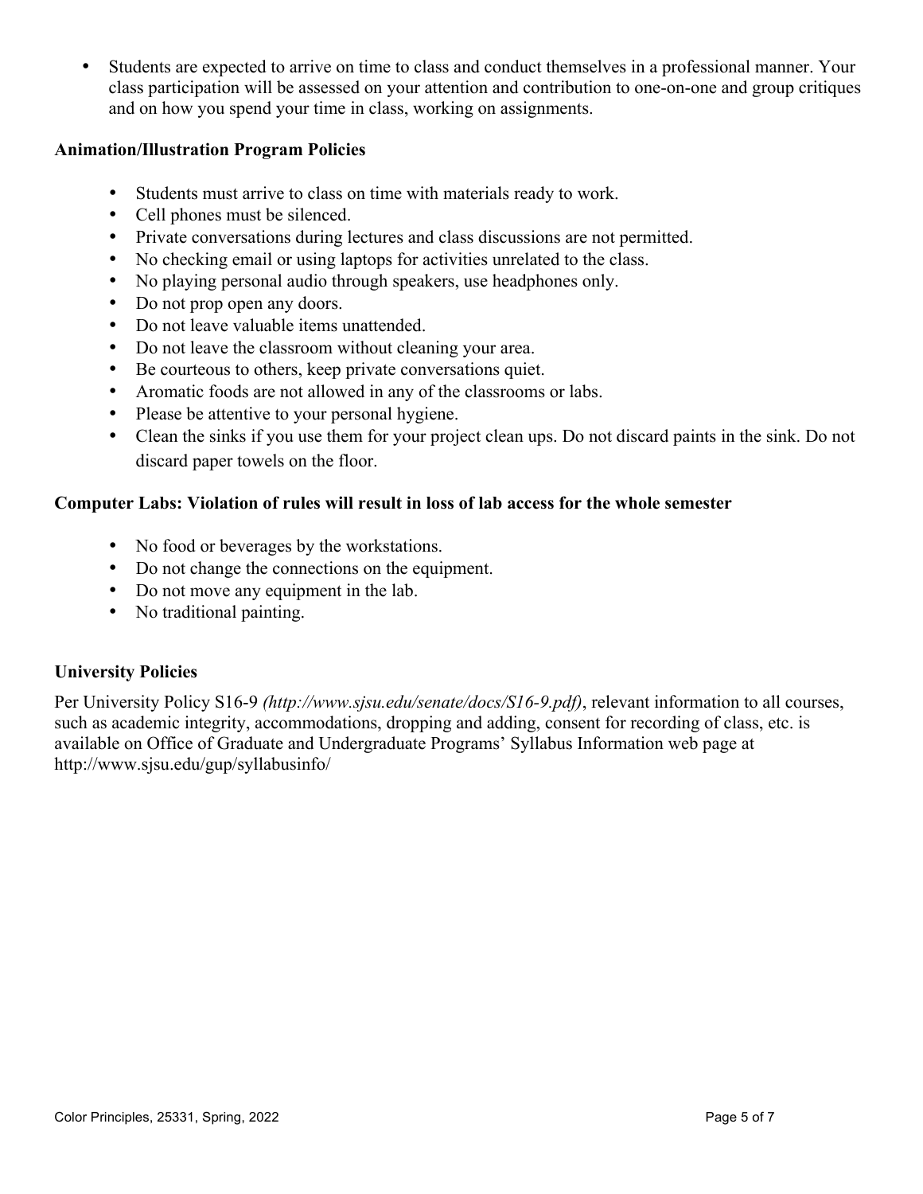- Students are expected to arrive on time to class and conduct themselves in a professional manner. Your class participation will be assessed on your attention and contribution to one-on-one and group critiques and on how you spend your time in class, working on assignments.

**Animation/Illustration Program Policies**

- Students must arrive to class on time with materials ready to work.
- Cell phones must be silenced.
- Private conversations during lectures and class discussions are not permitted.
- No checking email or using laptops for activities unrelated to the class.
- No playing personal audio through speakers, use headphones only.
- Do not prop open any doors.
- Do not leave valuable items unattended.
- Do not leave the classroom without cleaning your area.
- Be courteous to others, keep private conversations quiet.
- Aromatic foods are not allowed in any of the classrooms or labs.
- Please be attentive to your personal hygiene.
- Clean the sinks if you use them for your project clean ups. Do not discard paints in the sink. Do not discard paper towels on the floor.

**Computer Labs: Violation of rules will result in loss of lab access for the whole semester**

- No food or beverages by the workstations.
- Do not change the connections on the equipment.
- Do not move any equipment in the lab.
- No traditional painting.

**University Policies**

Per University Policy S16-9 *(http://www.sjsu.edu/senate/docs/S16-9.pdf)*, relevant information to all courses, such as academic integrity, accommodations, dropping and adding, consent for recording of class, etc. is available on Office of Graduate and Undergraduate Programs' Syllabus Information web page at http://www.sjsu.edu/gup/syllabusinfo/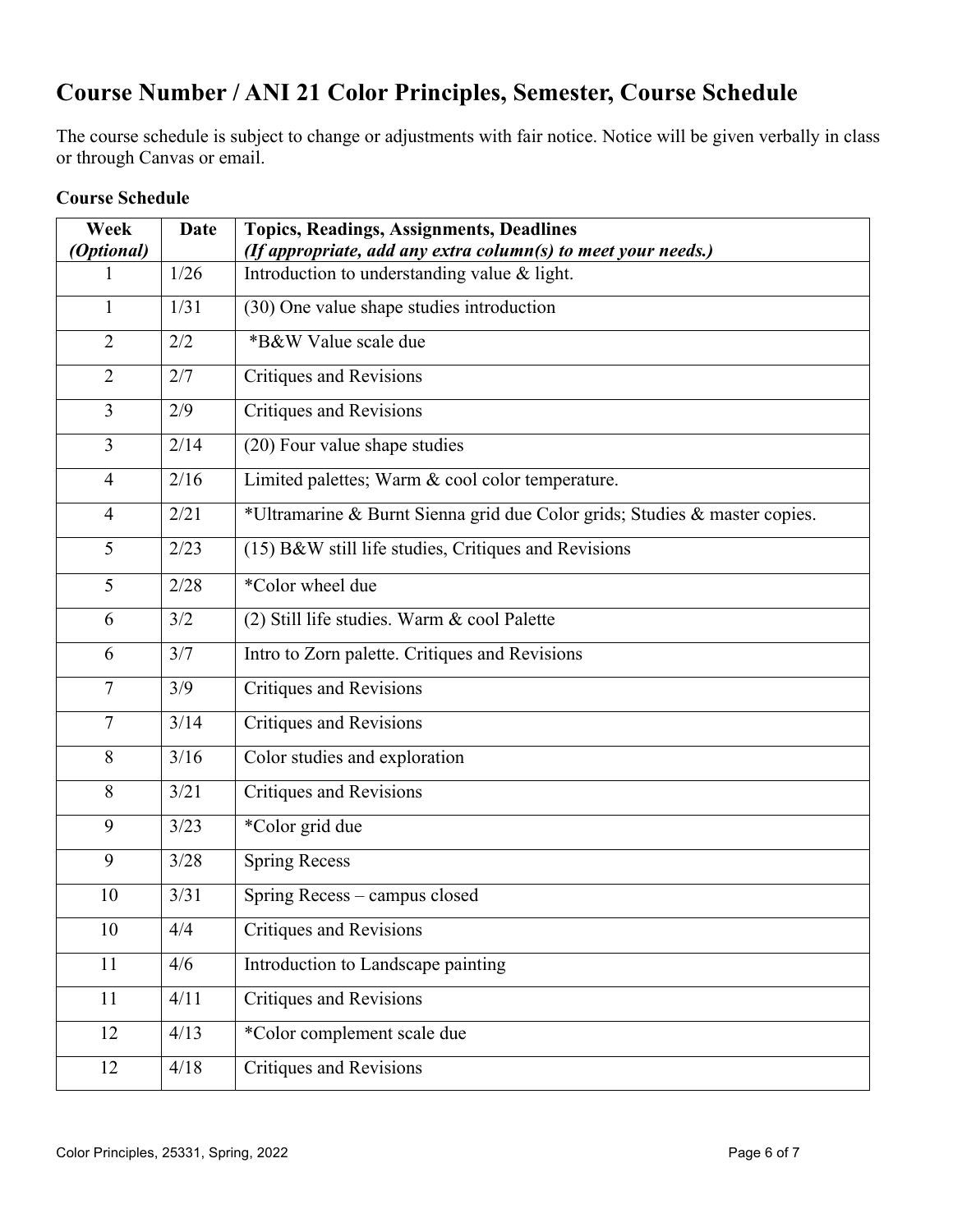## Course Number / ANI 21 Color Principles, Semester, Course Schedule

The course schedule is subject to change or adjustments with fair notice. Notice will be given verbally in class or through Canvas or email.

**Course Schedule**

| **Week** *(Optional)* | **Date** | **Topics, Readings, Assignments, Deadlines** ***(If appropriate, add any extra column(s) to meet your needs.)*** |
|---|---|---|
| 1 | 1/26 | Introduction to understanding value & light. |
| 1 | 1/31 | (30) One value shape studies introduction |
| 2 | 2/2 | *B&W Value scale due |
| 2 | 2/7 | Critiques and Revisions |
| 3 | 2/9 | Critiques and Revisions |
| 3 | 2/14 | (20) Four value shape studies |
| 4 | 2/16 | Limited palettes; Warm & cool color temperature. |
| 4 | 2/21 | *Ultramarine & Burnt Sienna grid due Color grids; Studies & master copies. |
| 5 | 2/23 | (15) B&W still life studies, Critiques and Revisions |
| 5 | 2/28 | *Color wheel due |
| 6 | 3/2 | (2) Still life studies. Warm & cool Palette |
| 6 | 3/7 | Intro to Zorn palette. Critiques and Revisions |
| 7 | 3/9 | Critiques and Revisions |
| 7 | 3/14 | Critiques and Revisions |
| 8 | 3/16 | Color studies and exploration |
| 8 | 3/21 | Critiques and Revisions |
| 9 | 3/23 | *Color grid due |
| 9 | 3/28 | Spring Recess |
| 10 | 3/31 | Spring Recess – campus closed |
| 10 | 4/4 | Critiques and Revisions |
| 11 | 4/6 | Introduction to Landscape painting |
| 11 | 4/11 | Critiques and Revisions |
| 12 | 4/13 | *Color complement scale due |
| 12 | 4/18 | Critiques and Revisions |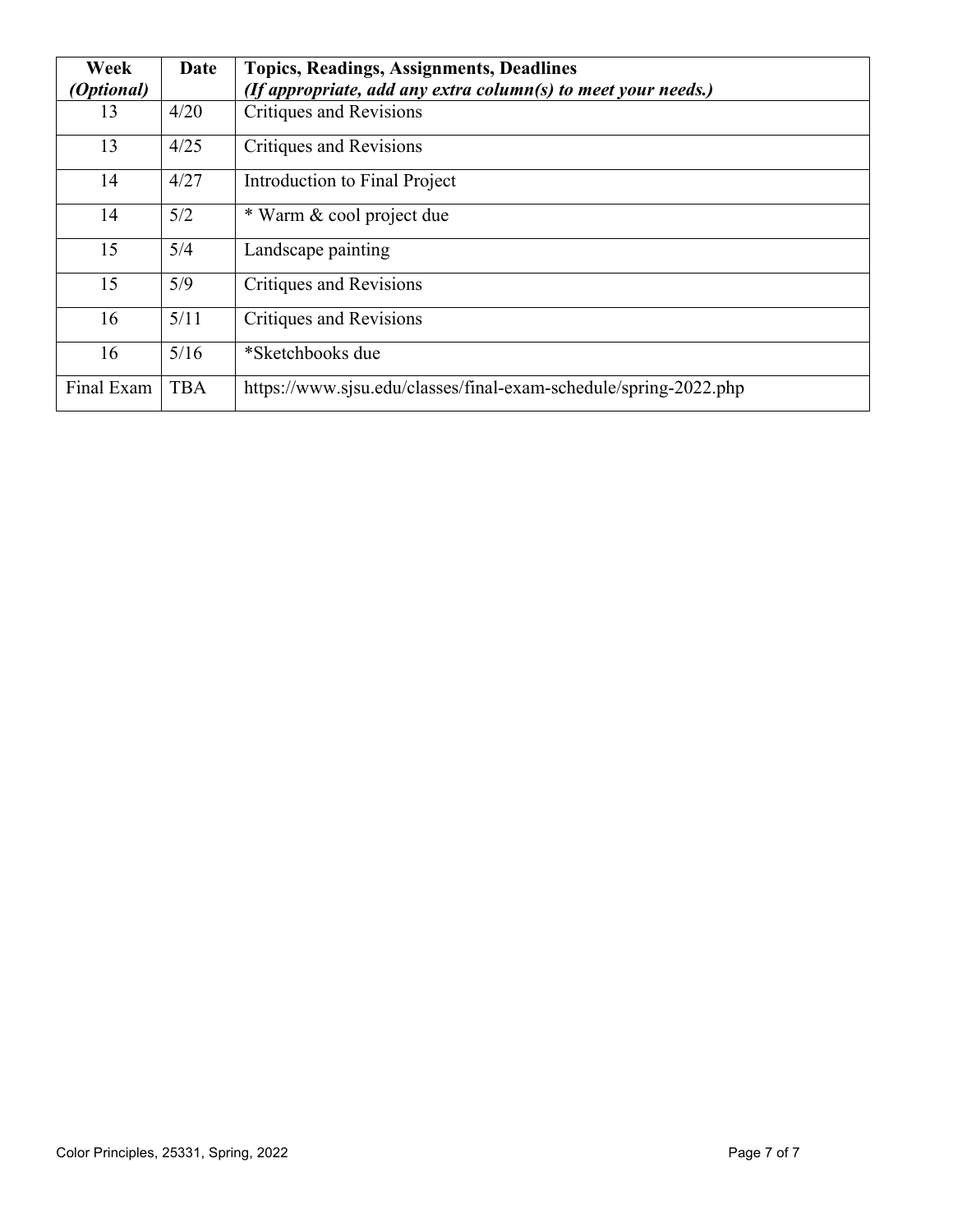| Week *(Optional)* | Date | **Topics, Readings, Assignments, Deadlines** *(If appropriate, add any extra column(s) to meet your needs.)* |
|---|---|---|
| 13 | 4/20 | Critiques and Revisions |
| 13 | 4/25 | Critiques and Revisions |
| 14 | 4/27 | Introduction to Final Project |
| 14 | 5/2 | * Warm & cool project due |
| 15 | 5/4 | Landscape painting |
| 15 | 5/9 | Critiques and Revisions |
| 16 | 5/11 | Critiques and Revisions |
| 16 | 5/16 | *Sketchbooks due |
| Final Exam | TBA | https://www.sjsu.edu/classes/final-exam-schedule/spring-2022.php |